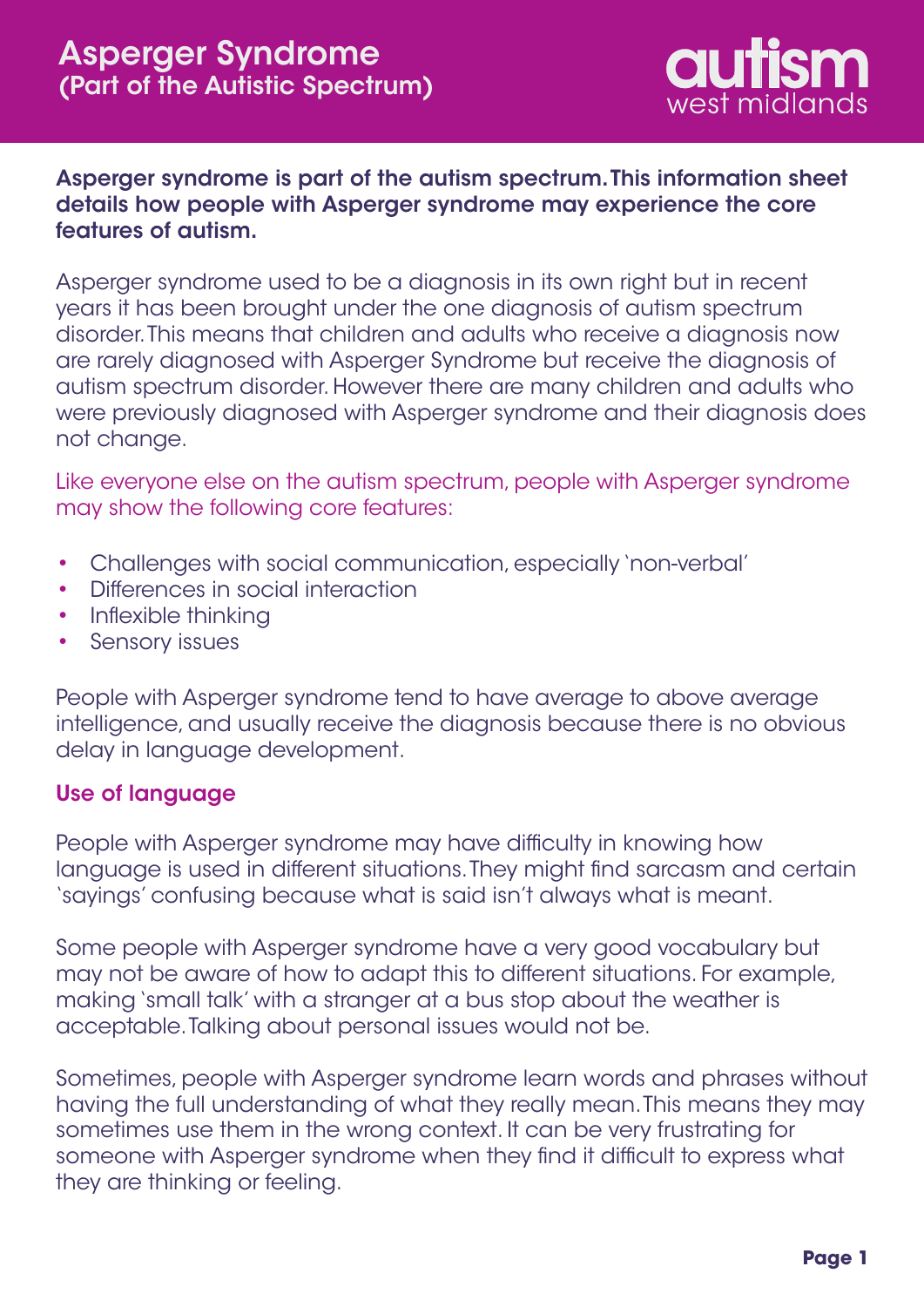# Asperger Syndrome
## (Part of the Autistic Spectrum)

autism west midlands

**Asperger syndrome is part of the autism spectrum. This information sheet details how people with Asperger syndrome may experience the core features of autism.**

Asperger syndrome used to be a diagnosis in its own right but in recent years it has been brought under the one diagnosis of autism spectrum disorder. This means that children and adults who receive a diagnosis now are rarely diagnosed with Asperger Syndrome but receive the diagnosis of autism spectrum disorder. However there are many children and adults who were previously diagnosed with Asperger syndrome and their diagnosis does not change.

Like everyone else on the autism spectrum, people with Asperger syndrome may show the following core features:

- Challenges with social communication, especially 'non-verbal'
- Differences in social interaction
- Inflexible thinking
- Sensory issues

People with Asperger syndrome tend to have average to above average intelligence, and usually receive the diagnosis because there is no obvious delay in language development.

### Use of language

People with Asperger syndrome may have difficulty in knowing how language is used in different situations. They might find sarcasm and certain 'sayings' confusing because what is said isn't always what is meant.

Some people with Asperger syndrome have a very good vocabulary but may not be aware of how to adapt this to different situations. For example, making 'small talk' with a stranger at a bus stop about the weather is acceptable. Talking about personal issues would not be.

Sometimes, people with Asperger syndrome learn words and phrases without having the full understanding of what they really mean. This means they may sometimes use them in the wrong context. It can be very frustrating for someone with Asperger syndrome when they find it difficult to express what they are thinking or feeling.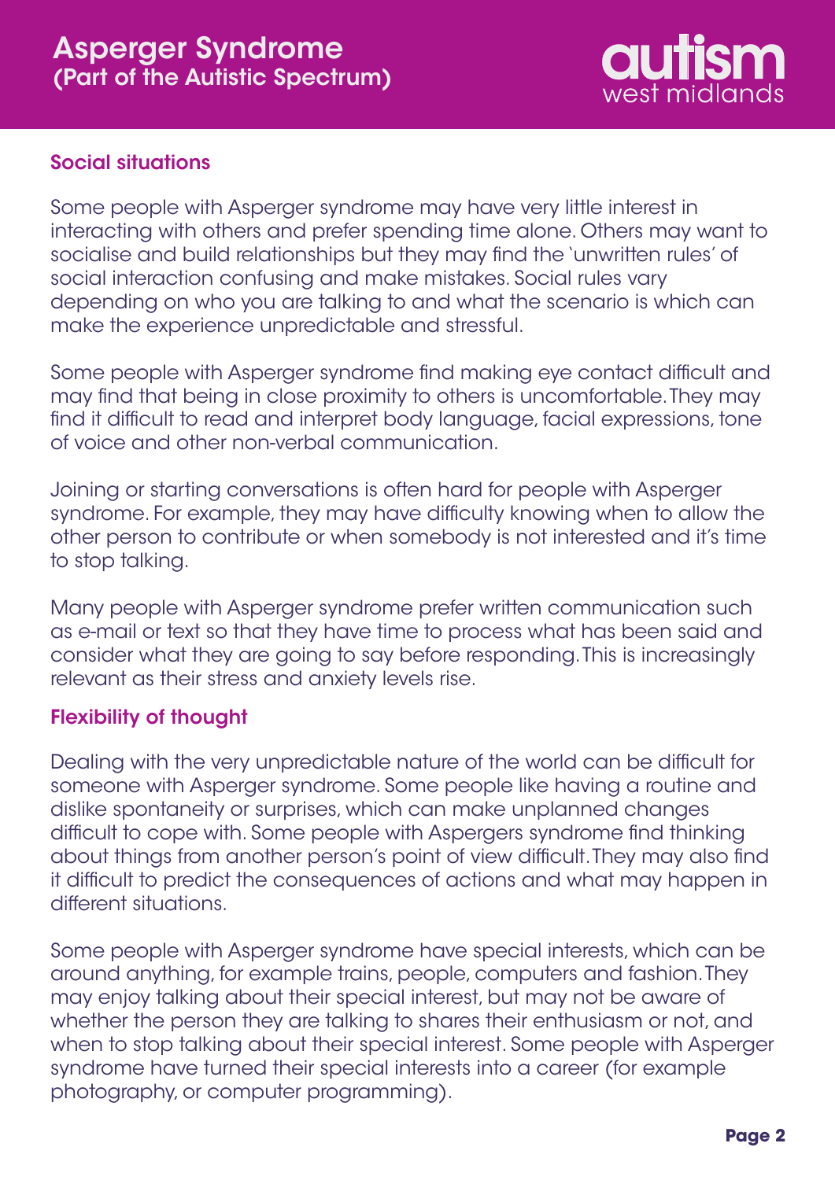## Social situations

Some people with Asperger syndrome may have very little interest in interacting with others and prefer spending time alone. Others may want to socialise and build relationships but they may find the 'unwritten rules' of social interaction confusing and make mistakes. Social rules vary depending on who you are talking to and what the scenario is which can make the experience unpredictable and stressful.

Some people with Asperger syndrome find making eye contact difficult and may find that being in close proximity to others is uncomfortable. They may find it difficult to read and interpret body language, facial expressions, tone of voice and other non-verbal communication.

Joining or starting conversations is often hard for people with Asperger syndrome. For example, they may have difficulty knowing when to allow the other person to contribute or when somebody is not interested and it's time to stop talking.

Many people with Asperger syndrome prefer written communication such as e-mail or text so that they have time to process what has been said and consider what they are going to say before responding. This is increasingly relevant as their stress and anxiety levels rise.

## Flexibility of thought

Dealing with the very unpredictable nature of the world can be difficult for someone with Asperger syndrome. Some people like having a routine and dislike spontaneity or surprises, which can make unplanned changes difficult to cope with. Some people with Aspergers syndrome find thinking about things from another person's point of view difficult. They may also find it difficult to predict the consequences of actions and what may happen in different situations.

Some people with Asperger syndrome have special interests, which can be around anything, for example trains, people, computers and fashion. They may enjoy talking about their special interest, but may not be aware of whether the person they are talking to shares their enthusiasm or not, and when to stop talking about their special interest. Some people with Asperger syndrome have turned their special interests into a career (for example photography, or computer programming).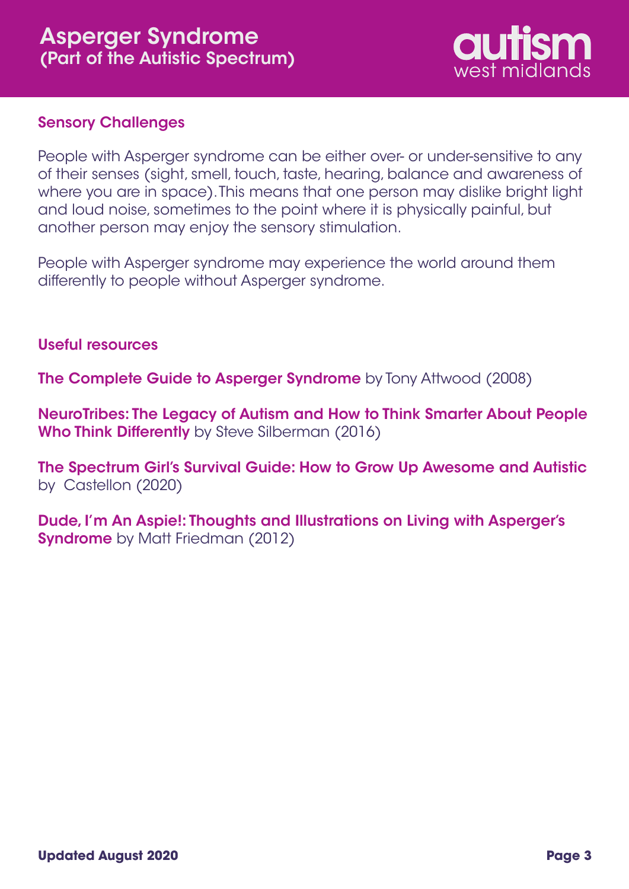## Sensory Challenges

People with Asperger syndrome can be either over- or under-sensitive to any of their senses (sight, smell, touch, taste, hearing, balance and awareness of where you are in space). This means that one person may dislike bright light and loud noise, sometimes to the point where it is physically painful, but another person may enjoy the sensory stimulation.

People with Asperger syndrome may experience the world around them differently to people without Asperger syndrome.

## Useful resources

**The Complete Guide to Asperger Syndrome** by Tony Attwood (2008)

**NeuroTribes: The Legacy of Autism and How to Think Smarter About People Who Think Differently** by Steve Silberman (2016)

**The Spectrum Girl's Survival Guide: How to Grow Up Awesome and Autistic** by Castellon (2020)

**Dude, I'm An Aspie!: Thoughts and Illustrations on Living with Asperger's Syndrome** by Matt Friedman (2012)

**Updated August 2020**